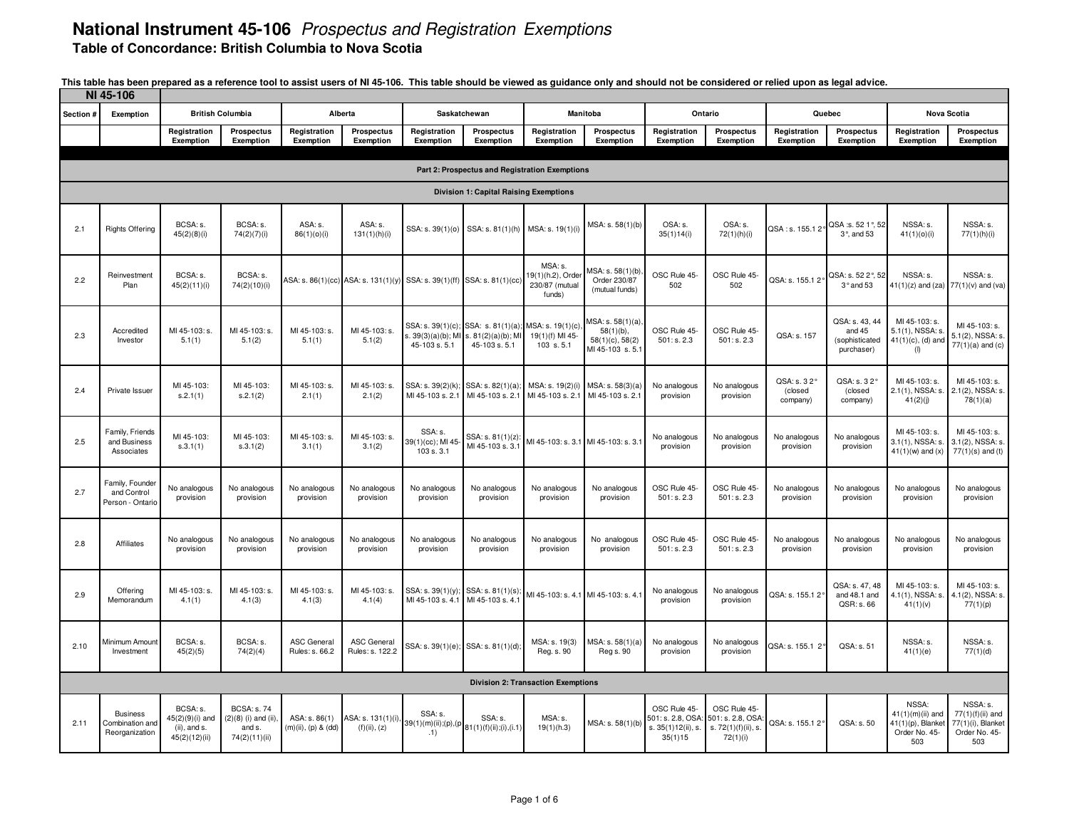# National Instrument 45-106 *Prospectus and Registration Exemptions*

## Table of Concordance: British Columbia to Nova Scotia

**This table has been prepared as a reference tool to assist users of NI 45-106. This table should be viewed as guidance only and should not be considered or relied upon as legal advice.**

| NI 45-106 | | | | | | | | | | | | | | | |
|---|---|---|---|---|---|---|---|---|---|---|---|---|---|---|---|
| **Section #** | **Exemption** | **British Columbia** | | **Alberta** | | **Saskatchewan** | | **Manitoba** | | **Ontario** | | **Quebec** | | **Nova Scotia** | |
| | | **Registration Exemption** | **Prospectus Exemption** | **Registration Exemption** | **Prospectus Exemption** | **Registration Exemption** | **Prospectus Exemption** | **Registration Exemption** | **Prospectus Exemption** | **Registration Exemption** | **Prospectus Exemption** | **Registration Exemption** | **Prospectus Exemption** | **Registration Exemption** | **Prospectus Exemption** |
| | | | | | | | | | | | | | | | |
| **Part 2: Prospectus and Registration Exemptions** | | | | | | | | | | | | | | | |
| **Division 1: Capital Raising Exemptions** | | | | | | | | | | | | | | | |
| 2.1 | Rights Offering | BCSA: s. 45(2)(8)(i) | BCSA: s. 74(2)(7)(i) | ASA: s. 86(1)(o)(i) | ASA: s. 131(1)(h)(i) | SSA: s. 39(1)(o) | SSA: s. 81(1)(h) | MSA: s. 19(1)(i) | MSA: s. 58(1)(b) | OSA: s. 35(1)14(i) | OSA: s. 72(1)(h)(i) | QSA : s. 155.1 2° | QSA :s. 52 1°, 52 3°, and 53 | NSSA: s. 41(1)(o)(i) | NSSA: s. 77(1)(h)(i) |
| 2.2 | Reinvestment Plan | BCSA: s. 45(2)(11)(i) | BCSA: s. 74(2)(10)(i) | ASA: s. 86(1)(cc) | ASA: s. 131(1)(y) | SSA: s. 39(1)(ff) | SSA: s. 81(1)(cc) | MSA: s. 19(1)(h.2), Order 230/87 (mutual funds) | MSA: s. 58(1)(b), Order 230/87 (mutual funds) | OSC Rule 45-502 | OSC Rule 45-502 | QSA: s. 155.1 2° | QSA: s. 52 2°, 52 3° and 53 | NSSA: s. 41(1)(z) and (za) | NSSA: s. 77(1)(v) and (va) |
| 2.3 | Accredited Investor | MI 45-103: s. 5.1(1) | MI 45-103: s. 5.1(2) | MI 45-103: s. 5.1(1) | MI 45-103: s. 5.1(2) | SSA: s. 39(1)(c); s. 39(3)(a)(b); MI 45-103 s. 5.1 | SSA: s. 81(1)(a); s. 81(2)(a)(b); MI 45-103 s. 5.1 | MSA: s. 19(1)(c), 19(1)(f) MI 45-103 s. 5.1 | MSA: s. 58(1)(a), 58(1)(b), 58(1)(c), 58(2) MI 45-103 s. 5.1 | OSC Rule 45-501: s. 2.3 | OSC Rule 45-501: s. 2.3 | QSA: s. 157 | QSA: s. 43, 44 and 45 (sophisticated purchaser) | MI 45-103: s. 5.1(1), NSSA: s. 41(1)(c), (d) and (l) | MI 45-103: s. 5.1(2), NSSA: s. 77(1)(a) and (c) |
| 2.4 | Private Issuer | MI 45-103: s.2.1(1) | MI 45-103: s.2.1(2) | MI 45-103: s. 2.1(1) | MI 45-103: s. 2.1(2) | SSA: s. 39(2)(k); MI 45-103 s. 2.1 | SSA: s. 82(1)(a); MI 45-103 s. 2.1 | MSA: s. 19(2)(i) MI 45-103 s. 2.1 | MSA: s. 58(3)(a) MI 45-103 s. 2.1 | No analogous provision | No analogous provision | QSA: s. 3 2° (closed company) | QSA: s. 3 2° (closed company) | MI 45-103: s. 2.1(1), NSSA: s. 41(2)(j) | MI 45-103: s. 2.1(2), NSSA: s. 78(1)(a) |
| 2.5 | Family, Friends and Business Associates | MI 45-103: s.3.1(1) | MI 45-103: s.3.1(2) | MI 45-103: s. 3.1(1) | MI 45-103: s. 3.1(2) | SSA: s. 39(1)(cc); MI 45-103 s. 3.1 | SSA: s. 81(1)(z): MI 45-103 s. 3.1 | MI 45-103: s. 3.1 | MI 45-103: s. 3.1 | No analogous provision | No analogous provision | No analogous provision | No analogous provision | MI 45-103: s. 3.1(1), NSSA: s. 41(1)(w) and (x) | MI 45-103: s. 3.1(2), NSSA: s. 77(1)(s) and (t) |
| 2.7 | Family, Founder and Control Person - Ontario | No analogous provision | No analogous provision | No analogous provision | No analogous provision | No analogous provision | No analogous provision | No analogous provision | No analogous provision | OSC Rule 45-501: s. 2.3 | OSC Rule 45-501: s. 2.3 | No analogous provision | No analogous provision | No analogous provision | No analogous provision |
| 2.8 | Affiliates | No analogous provision | No analogous provision | No analogous provision | No analogous provision | No analogous provision | No analogous provision | No analogous provision | No analogous provision | OSC Rule 45-501: s. 2.3 | OSC Rule 45-501: s. 2.3 | No analogous provision | No analogous provision | No analogous provision | No analogous provision |
| 2.9 | Offering Memorandum | MI 45-103: s. 4.1(1) | MI 45-103: s. 4.1(3) | MI 45-103: s. 4.1(3) | MI 45-103: s. 4.1(4) | SSA: s. 39(1)(y); MI 45-103 s. 4.1 | SSA: s. 81(1)(s); MI 45-103 s. 4.1 | MI 45-103: s. 4.1 | MI 45-103: s. 4.1 | No analogous provision | No analogous provision | QSA: s. 155.1 2° | QSA: s. 47, 48 and 48.1 and QSR: s. 66 | MI 45-103: s. 4.1(1), NSSA: s. 41(1)(v) | MI 45-103: s. 4.1(2), NSSA: s. 77(1)(p) |
| 2.10 | Minimum Amount Investment | BCSA: s. 45(2)(5) | BCSA: s. 74(2)(4) | ASC General Rules: s. 66.2 | ASC General Rules: s. 122.2 | SSA: s. 39(1)(e); | SSA: s. 81(1)(d); | MSA: s. 19(3) Reg. s. 90 | MSA: s. 58(1)(a) Reg s. 90 | No analogous provision | No analogous provision | QSA: s. 155.1 2° | QSA: s. 51 | NSSA: s. 41(1)(e) | NSSA: s. 77(1)(d) |
| **Division 2: Transaction Exemptions** | | | | | | | | | | | | | | | |
| 2.11 | Business Combination and Reorganization | BCSA: s. 45(2)(9)(i) and (ii), and s. 45(2)(12)(ii) | BCSA: s. 74 (2)(8) (i) and (ii), and s. 74(2)(11)(ii) | ASA: s. 86(1) (m)(ii), (p) & (dd) | ASA: s. 131(1)(i), (f)(ii), (z) | SSA: s. 39(1)(m)(ii);(p),(p.1) | SSA: s. 81(1)(f)(ii);(i),(i.1) | MSA: s. 19(1(h.3) | MSA: s. 58(1)(b) | OSC Rule 45-501: s. 2.8, OSA: s. 35(1)12(ii), s. 35(1)15 | OSC Rule 45-501: s. 2.8, OSA: s. 72(1)(f)(ii), s. 72(1)(i) | QSA: s. 155.1 2° | QSA: s. 50 | NSSA: 41(1)(m)(ii) and 41(1)(p), Blanket Order No. 45-503 | NSSA: s. 77(1)(f)(ii) and 77(1)(i), Blanket Order No. 45-503 |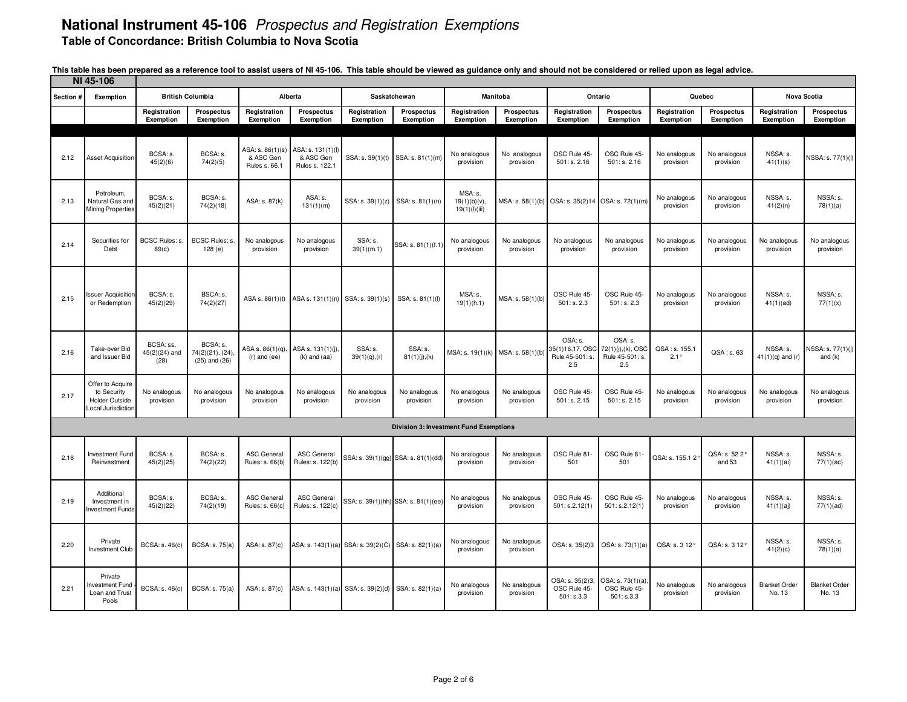# National Instrument 45-106 *Prospectus and Registration Exemptions*

**Table of Concordance: British Columbia to Nova Scotia**

**This table has been prepared as a reference tool to assist users of NI 45-106. This table should be viewed as guidance only and should not be considered or relied upon as legal advice.**

| **NI 45-106** | | | | | | | | | | | | | | | |
|---|---|---|---|---|---|---|---|---|---|---|---|---|---|---|---|
| **Section #** | **Exemption** | **British Columbia** | | **Alberta** | | **Saskatchewan** | | **Manitoba** | | **Ontario** | | **Quebec** | | **Nova Scotia** | |
| | | **Registration Exemption** | **Prospectus Exemption** | **Registration Exemption** | **Prospectus Exemption** | **Registration Exemption** | **Prospectus Exemption** | **Registration Exemption** | **Prospectus Exemption** | **Registration Exemption** | **Prospectus Exemption** | **Registration Exemption** | **Prospectus Exemption** | **Registration Exemption** | **Prospectus Exemption** |
| 2.12 | Asset Acquisition | BCSA: s. 45(2)(6) | BCSA: s. 74(2)(5) | ASA: s. 86(1)(s) & ASC Gen Rules s. 66.1 | ASA: s. 131(1)(l) & ASC Gen Rules s. 122.1 | SSA: s. 39(1)(t) | SSA: s. 81(1)(m) | No analogous provision | No analogous provision | OSC Rule 45-501: s. 2.16 | OSC Rule 45-501: s. 2.16 | No analogous provision | No analogous provision | NSSA: s. 41(1)(s) | NSSA: s. 77(1)(l) |
| 2.13 | Petroleum, Natural Gas and Mining Properties | BCSA: s. 45(2)(21) | BCSA: s. 74(2)(18) | ASA: s. 87(k) | ASA: s. 131(1)(m) | SSA: s. 39(1)(z) | SSA: s. 81(1)(n) | MSA: s. 19(1)(b)(v), 19(1)(l)(iii) | MSA: s. 58(1)(b) | OSA: s. 35(2)14 | OSA: s. 72(1)(m) | No analogous provision | No analogous provision | NSSA: s. 41(2)(n) | NSSA: s. 78(1)(a) |
| 2.14 | Securities for Debt | BCSC Rules: s. 89(c) | BCSC Rules: s. 128 (e) | No analogous provision | No analogous provision | SSA: s. 39(1)(m.1) | SSA: s. 81(1)(f.1) | No analogous provision | No analogous provision | No analogous provision | No analogous provision | No analogous provision | No analogous provision | No analogous provision | No analogous provision |
| 2.15 | Issuer Acquisition or Redemption | BCSA: s. 45(2)(29) | BSCA: s. 74(2)(27) | ASA s. 86(1)(t) | ASA s. 131(1)(n) | SSA: s. 39(1)(s) | SSA: s. 81(1)(l) | MSA: s. 19(1)(h.1) | MSA: s. 58(1)(b) | OSC Rule 45-501: s. 2.3 | OSC Rule 45-501: s. 2.3 | No analogous provision | No analogous provision | NSSA: s. 41(1)(ad) | NSSA: s. 77(1)(x) |
| 2.16 | Take-over Bid and Issuer Bid | BCSA: ss. 45(2)(24) and (28) | BCSA: s. 74(2)(21), (24), (25) and (26) | ASA s. 86(1)(q), (r) and (ee) | ASA s. 131(1)(j), (k) and (aa) | SSA: s. 39(1)(q),(r) | SSA: s. 81(1)(j),(k) | MSA: s. 19(1)(k) | MSA: s. 58(1)(b) | OSA: s. 35(1)16,17, OSC Rule 45-501: s. 2.5 | OSA: s. 72(1)(j),(k), OSC Rule 45-501: s. 2.5 | QSA : s. 155.1 2.1° | QSA : s. 63 | NSSA: s. 41(1)(q) and (r) | NSSA: s. 77(1)(j) and (k) |
| 2.17 | Offer to Acquire to Security Holder Outside Local Jurisdiction | No analogous provision | No analogous provision | No analogous provision | No analogous provision | No analogous provision | No analogous provision | No analogous provision | No analogous provision | OSC Rule 45-501: s. 2.15 | OSC Rule 45-501: s. 2.15 | No analogous provision | No analogous provision | No analogous provision | No analogous provision |
| | | | | | | | **Division 3: Investment Fund Exemptions** | | | | | | | | |
| 2.18 | Investment Fund Reinvestment | BCSA: s. 45(2)(25) | BCSA: s. 74(2)(22) | ASC General Rules: s. 66(b) | ASC General Rules: s. 122(b) | SSA: s. 39(1)(gg) | SSA: s. 81(1)(dd) | No analogous provision | No analogous provision | OSC Rule 81-501 | OSC Rule 81-501 | QSA: s. 155.1 2° | QSA: s. 52 2° and 53 | NSSA: s. 41(1)(ai) | NSSA: s. 77(1)(ac) |
| 2.19 | Additional Investment in Investment Funds | BCSA: s. 45(2)(22) | BCSA: s. 74(2)(19) | ASC General Rules: s. 66(c) | ASC General Rules: s. 122(c) | SSA: s. 39(1)(hh) | SSA: s. 81(1)(ee) | No analogous provision | No analogous provision | OSC Rule 45-501: s.2.12(1) | OSC Rule 45-501: s.2.12(1) | No analogous provision | No analogous provision | NSSA: s. 41(1)(aj) | NSSA: s. 77(1)(ad) |
| 2.20 | Private Investment Club | BCSA: s. 46(c) | BCSA: s. 75(a) | ASA: s. 87(c) | ASA: s. 143(1)(a) | SSA: s. 39(2)(C) | SSA: s. 82(1)(a) | No analogous provision | No analogous provision | OSA: s. 35(2)3 | OSA: s. 73(1)(a) | QSA: s. 3 12° | QSA: s. 3 12° | NSSA: s. 41(2)(c) | NSSA: s. 78(1)(a) |
| 2.21 | Private Investment Fund - Loan and Trust Pools | BCSA: s. 46(c) | BCSA: s. 75(a) | ASA: s. 87(c) | ASA: s. 143(1)(a) | SSA: s. 39(2)(d) | SSA: s. 82(1)(a) | No analogous provision | No analogous provision | OSA: s. 35(2)3, OSC Rule 45-501: s.3.3 | OSA: s. 73(1)(a), OSC Rule 45-501: s.3.3 | No analogous provision | No analogous provision | Blanket Order No. 13 | Blanket Order No. 13 |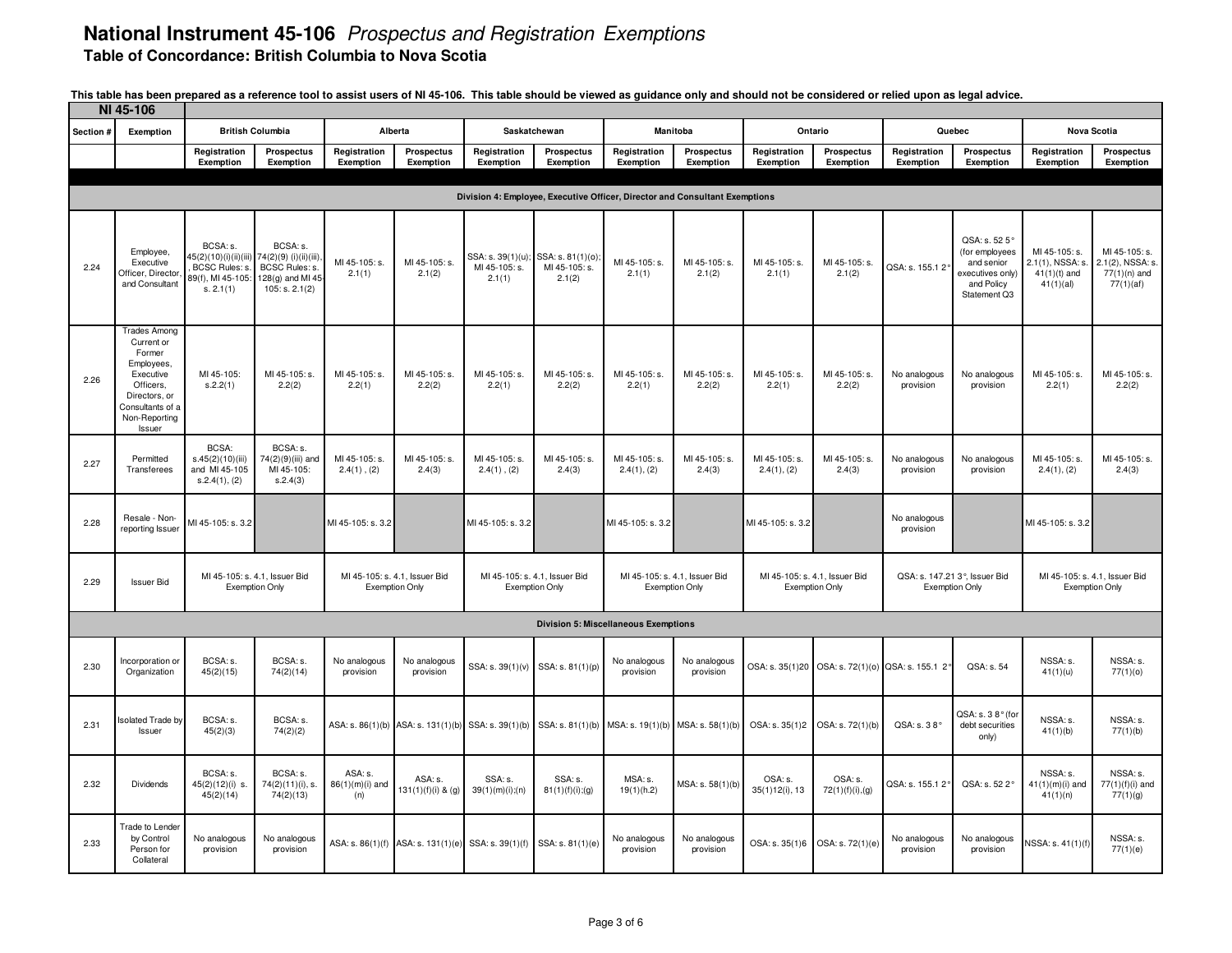# National Instrument 45-106 *Prospectus and Registration Exemptions*

**Table of Concordance: British Columbia to Nova Scotia**

**This table has been prepared as a reference tool to assist users of NI 45-106. This table should be viewed as guidance only and should not be considered or relied upon as legal advice.**

| NI 45-106 | | British Columbia | | Alberta | | Saskatchewan | | Manitoba | | Ontario | | Quebec | | Nova Scotia | |
|---|---|---|---|---|---|---|---|---|---|---|---|---|---|---|---|
| Section # | Exemption | Registration Exemption | Prospectus Exemption | Registration Exemption | Prospectus Exemption | Registration Exemption | Prospectus Exemption | Registration Exemption | Prospectus Exemption | Registration Exemption | Prospectus Exemption | Registration Exemption | Prospectus Exemption | Registration Exemption | Prospectus Exemption |
| | **Division 4: Employee, Executive Officer, Director and Consultant Exemptions** | | | | | | | | | | | | | | |
| 2.24 | Employee, Executive Officer, Director, and Consultant | BCSA: s. 45(2)(10)(i)(ii)(iii), BCSC Rules: s. 89(f), MI 45-105: s. 2.1(1) | BCSA: s. 74(2)(9) (i)(ii)(iii), BCSC Rules: s. 128(g) and MI 45-105: s. 2.1(2) | MI 45-105: s. 2.1(1) | MI 45-105: s. 2.1(2) | SSA: s. 39(1)(u); MI 45-105: s. 2.1(1) | SSA: s. 81(1)(o); MI 45-105: s. 2.1(2) | MI 45-105: s. 2.1(1) | MI 45-105: s. 2.1(2) | MI 45-105: s. 2.1(1) | MI 45-105: s. 2.1(2) | QSA: s. 155.1 2° | QSA: s. 52 5° (for employees and senior executives only) and Policy Statement Q3 | MI 45-105: s. 2.1(1), NSSA: s. 41(1)(t) and 41(1)(al) | MI 45-105: s. 2.1(2), NSSA: s. 77(1)(n) and 77(1)(af) |
| 2.26 | Trades Among Current or Former Employees, Executive Officers, Directors, or Consultants of a Non-Reporting Issuer | MI 45-105: s.2.2(1) | MI 45-105: s. 2.2(2) | MI 45-105: s. 2.2(1) | MI 45-105: s. 2.2(2) | MI 45-105: s. 2.2(1) | MI 45-105: s. 2.2(2) | MI 45-105: s. 2.2(1) | MI 45-105: s. 2.2(2) | MI 45-105: s. 2.2(1) | MI 45-105: s. 2.2(2) | No analogous provision | No analogous provision | MI 45-105: s. 2.2(1) | MI 45-105: s. 2.2(2) |
| 2.27 | Permitted Transferees | BCSA: s.45(2)(10)(iii) and MI 45-105 s.2.4(1), (2) | BCSA: s. 74(2)(9)(iii) and MI 45-105: s.2.4(3) | MI 45-105: s. 2.4(1) , (2) | MI 45-105: s. 2.4(3) | MI 45-105: s. 2.4(1) , (2) | MI 45-105: s. 2.4(3) | MI 45-105: s. 2.4(1), (2) | MI 45-105: s. 2.4(3) | MI 45-105: s. 2.4(1), (2) | MI 45-105: s. 2.4(3) | No analogous provision | No analogous provision | MI 45-105: s. 2.4(1), (2) | MI 45-105: s. 2.4(3) |
| 2.28 | Resale - Non-reporting Issuer | MI 45-105: s. 3.2 | | MI 45-105: s. 3.2 | | MI 45-105: s. 3.2 | | MI 45-105: s. 3.2 | | MI 45-105: s. 3.2 | | No analogous provision | | MI 45-105: s. 3.2 | |
| 2.29 | Issuer Bid | MI 45-105: s. 4.1, Issuer Bid Exemption Only | | MI 45-105: s. 4.1, Issuer Bid Exemption Only | | MI 45-105: s. 4.1, Issuer Bid Exemption Only | | MI 45-105: s. 4.1, Issuer Bid Exemption Only | | MI 45-105: s. 4.1, Issuer Bid Exemption Only | | QSA: s. 147.21 3°, Issuer Bid Exemption Only | | MI 45-105: s. 4.1, Issuer Bid Exemption Only | |
| | **Division 5: Miscellaneous Exemptions** | | | | | | | | | | | | | | |
| 2.30 | Incorporation or Organization | BCSA: s. 45(2)(15) | BCSA: s. 74(2)(14) | No analogous provision | No analogous provision | SSA: s. 39(1)(v) | SSA: s. 81(1)(p) | No analogous provision | No analogous provision | OSA: s. 35(1)20 | OSA: s. 72(1)(o) | QSA: s. 155.1 2° | QSA: s. 54 | NSSA: s. 41(1)(u) | NSSA: s. 77(1)(o) |
| 2.31 | Isolated Trade by Issuer | BCSA: s. 45(2)(3) | BCSA: s. 74(2)(2) | ASA: s. 86(1)(b) | ASA: s. 131(1)(b) | SSA: s. 39(1)(b) | SSA: s. 81(1)(b) | MSA: s. 19(1)(b) | MSA: s. 58(1)(b) | OSA: s. 35(1)2 | OSA: s. 72(1)(b) | QSA: s. 3 8° | QSA: s. 3 8° (for debt securities only) | NSSA: s. 41(1)(b) | NSSA: s. 77(1)(b) |
| 2.32 | Dividends | BCSA: s. 45(2)(12)(i) s. 45(2)(14) | BCSA: s. 74(2)(11)(i), s. 74(2)(13) | ASA: s. 86(1)(m)(i) and (n) | ASA: s. 131(1)(f)(i) & (g) | SSA: s. 39(1)(m)(i);(n) | SSA: s. 81(1)(f)(i);(g) | MSA: s. 19(1)(h.2) | MSA: s. 58(1)(b) | OSA: s. 35(1)12(i), 13 | OSA: s. 72(1)(f)(i),(g) | QSA: s. 155.1 2° | QSA: s. 52 2° | NSSA: s. 41(1)(m)(i) and 41(1)(n) | NSSA: s. 77(1)(f)(i) and 77(1)(g) |
| 2.33 | Trade to Lender by Control Person for Collateral | No analogous provision | No analogous provision | ASA: s. 86(1)(f) | ASA: s. 131(1)(e) | SSA: s. 39(1)(f) | SSA: s. 81(1)(e) | No analogous provision | No analogous provision | OSA: s. 35(1)6 | OSA: s. 72(1)(e) | No analogous provision | No analogous provision | NSSA: s. 41(1)(f) | NSSA: s. 77(1)(e) |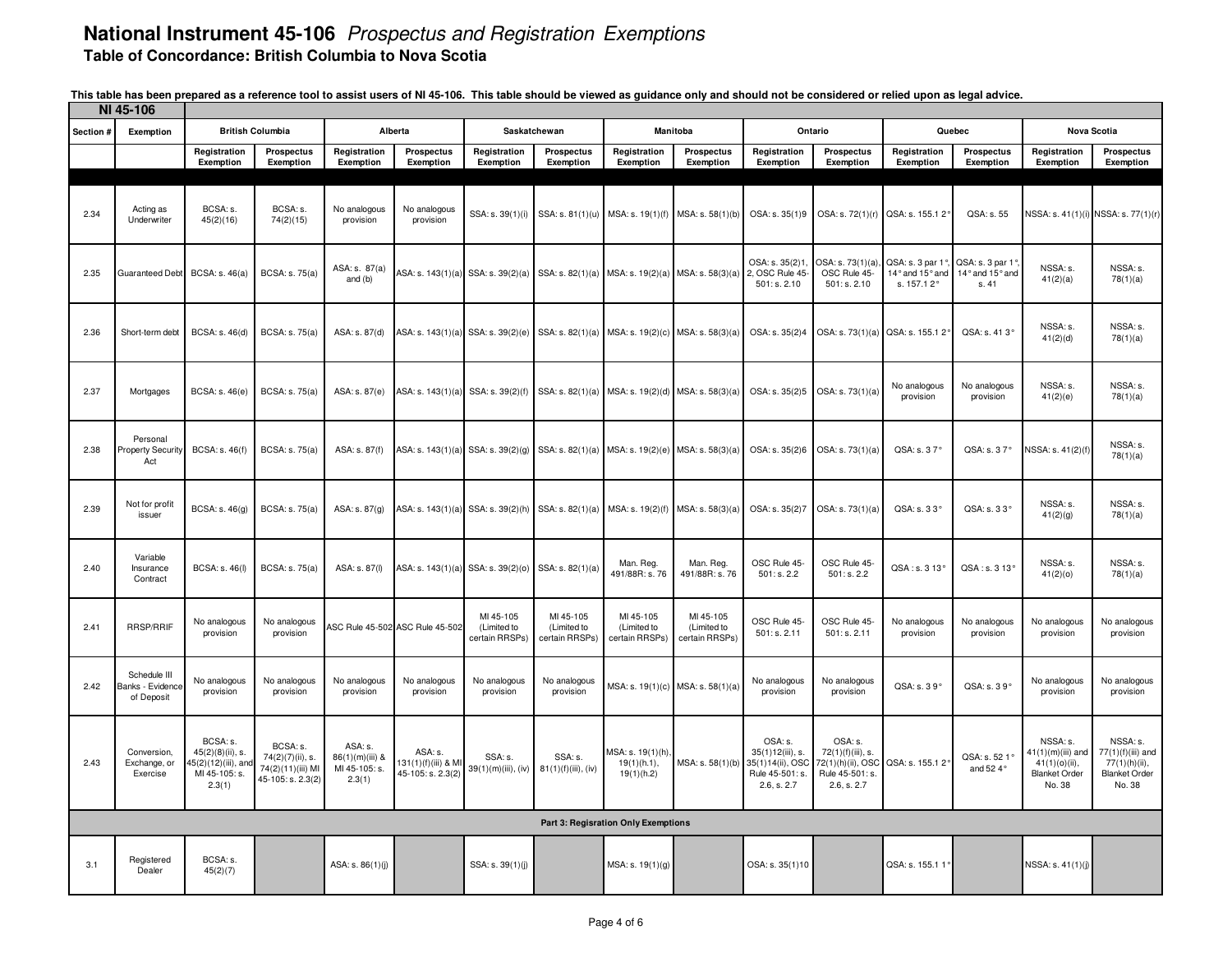# National Instrument 45-106 *Prospectus and Registration Exemptions*

**Table of Concordance: British Columbia to Nova Scotia**

**This table has been prepared as a reference tool to assist users of NI 45-106. This table should be viewed as guidance only and should not be considered or relied upon as legal advice.**

| NI 45-106 | | | | | | | | | | | | | | | |
|---|---|---|---|---|---|---|---|---|---|---|---|---|---|---|---|
| Section # | Exemption | British Columbia | | Alberta | | Saskatchewan | | Manitoba | | Ontario | | Quebec | | Nova Scotia | |
| | | Registration Exemption | Prospectus Exemption | Registration Exemption | Prospectus Exemption | Registration Exemption | Prospectus Exemption | Registration Exemption | Prospectus Exemption | Registration Exemption | Prospectus Exemption | Registration Exemption | Prospectus Exemption | Registration Exemption | Prospectus Exemption |
| 2.34 | Acting as Underwriter | BCSA: s. 45(2)(16) | BCSA: s. 74(2)(15) | No analogous provision | No analogous provision | SSA: s. 39(1)(i) | SSA: s. 81(1)(u) | MSA: s. 19(1)(f) | MSA: s. 58(1)(b) | OSA: s. 35(1)9 | OSA: s. 72(1)(r) | QSA: s. 155.1 2° | QSA: s. 55 | NSSA: s. 41(1)(i) | NSSA: s. 77(1)(r) |
| 2.35 | Guaranteed Debt | BCSA: s. 46(a) | BCSA: s. 75(a) | ASA: s. 87(a) and (b) | ASA: s. 143(1)(a) | SSA: s. 39(2)(a) | SSA: s. 82(1)(a) | MSA: s. 19(2)(a) | MSA: s. 58(3)(a) | OSA: s. 35(2)1, 2, OSC Rule 45-501: s. 2.10 | OSA: s. 73(1)(a), OSC Rule 45-501: s. 2.10 | QSA: s. 3 par 1°, 14° and 15° and s. 157.1 2° | QSA: s. 3 par 1°, 14° and 15° and s. 41 | NSSA: s. 41(2)(a) | NSSA: s. 78(1)(a) |
| 2.36 | Short-term debt | BCSA: s. 46(d) | BCSA: s. 75(a) | ASA: s. 87(d) | ASA: s. 143(1)(a) | SSA: s. 39(2)(e) | SSA: s. 82(1)(a) | MSA: s. 19(2)(c) | MSA: s. 58(3)(a) | OSA: s. 35(2)4 | OSA: s. 73(1)(a) | QSA: s. 155.1 2° | QSA: s. 41 3° | NSSA: s. 41(2)(d) | NSSA: s. 78(1)(a) |
| 2.37 | Mortgages | BCSA: s. 46(e) | BCSA: s. 75(a) | ASA: s. 87(e) | ASA: s. 143(1)(a) | SSA: s. 39(2)(f) | SSA: s. 82(1)(a) | MSA: s. 19(2)(d) | MSA: s. 58(3)(a) | OSA: s. 35(2)5 | OSA: s. 73(1)(a) | No analogous provision | No analogous provision | NSSA: s. 41(2)(e) | NSSA: s. 78(1)(a) |
| 2.38 | Personal Property Security Act | BCSA: s. 46(f) | BCSA: s. 75(a) | ASA: s. 87(f) | ASA: s. 143(1)(a) | SSA: s. 39(2)(g) | SSA: s. 82(1)(a) | MSA: s. 19(2)(e) | MSA: s. 58(3)(a) | OSA: s. 35(2)6 | OSA: s. 73(1)(a) | QSA: s. 3 7° | QSA: s. 3 7° | NSSA: s. 41(2)(f) | NSSA: s. 78(1)(a) |
| 2.39 | Not for profit issuer | BCSA: s. 46(g) | BCSA: s. 75(a) | ASA: s. 87(g) | ASA: s. 143(1)(a) | SSA: s. 39(2)(h) | SSA: s. 82(1)(a) | MSA: s. 19(2)(f) | MSA: s. 58(3)(a) | OSA: s. 35(2)7 | OSA: s. 73(1)(a) | QSA: s. 3 3° | QSA: s. 3 3° | NSSA: s. 41(2)(g) | NSSA: s. 78(1)(a) |
| 2.40 | Variable Insurance Contract | BCSA: s. 46(l) | BCSA: s. 75(a) | ASA: s. 87(l) | ASA: s. 143(1)(a) | SSA: s. 39(2)(o) | SSA: s. 82(1)(a) | Man. Reg. 491/88R: s. 76 | Man. Reg. 491/88R: s. 76 | OSC Rule 45-501: s. 2.2 | OSC Rule 45-501: s. 2.2 | QSA : s. 3 13° | QSA : s. 3 13° | NSSA: s. 41(2)(o) | NSSA: s. 78(1)(a) |
| 2.41 | RRSP/RRIF | No analogous provision | No analogous provision | ASC Rule 45-502 | ASC Rule 45-502 | MI 45-105 (Limited to certain RRSPs) | MI 45-105 (Limited to certain RRSPs) | MI 45-105 (Limited to certain RRSPs) | MI 45-105 (Limited to certain RRSPs) | OSC Rule 45-501: s. 2.11 | OSC Rule 45-501: s. 2.11 | No analogous provision | No analogous provision | No analogous provision | No analogous provision |
| 2.42 | Schedule III Banks - Evidence of Deposit | No analogous provision | No analogous provision | No analogous provision | No analogous provision | No analogous provision | No analogous provision | MSA: s. 19(1)(c) | MSA: s. 58(1)(a) | No analogous provision | No analogous provision | QSA: s. 3 9° | QSA: s. 3 9° | No analogous provision | No analogous provision |
| 2.43 | Conversion, Exchange, or Exercise | BCSA: s. 45(2)(8)(ii), s. 45(2)(12)(iii), and MI 45-105: s. 2.3(1) | BCSA: s. 74(2)(7)(ii), s. 74(2)(11)(iii) MI 45-105: s. 2.3(2) | ASA: s. 86(1)(m)(iii) & MI 45-105: s. 2.3(1) | ASA: s. 131(1)(f)(iii) & MI 45-105: s. 2.3(2) | SSA: s. 39(1)(m)(iii), (iv) | SSA: s. 81(1)(f)(iii), (iv) | MSA: s. 19(1)(h), 19(1)(h.1), 19(1)(h.2) | MSA: s. 58(1)(b) | OSA: s. 35(1)12(iii), s. 35(1)14(ii), OSC Rule 45-501: s. 2.6, s. 2.7 | OSA: s. 72(1)(f)(iii), s. 72(1)(h)(ii), OSC Rule 45-501: s. 2.6, s. 2.7 | QSA: s. 155.1 2° | QSA: s. 52 1° and 52 4° | NSSA: s. 41(1)(m)(iii) and 41(1)(o)(ii), Blanket Order No. 38 | NSSA: s. 77(1)(f)(iii) and 77(1)(h)(ii), Blanket Order No. 38 |
| **Part 3: Regisration Only Exemptions** | | | | | | | | | | | | | | | |
| 3.1 | Registered Dealer | BCSA: s. 45(2)(7) | | ASA: s. 86(1)(j) | | SSA: s. 39(1)(j) | | MSA: s. 19(1)(g) | | OSA: s. 35(1)10 | | QSA: s. 155.1 1° | | NSSA: s. 41(1)(j) | |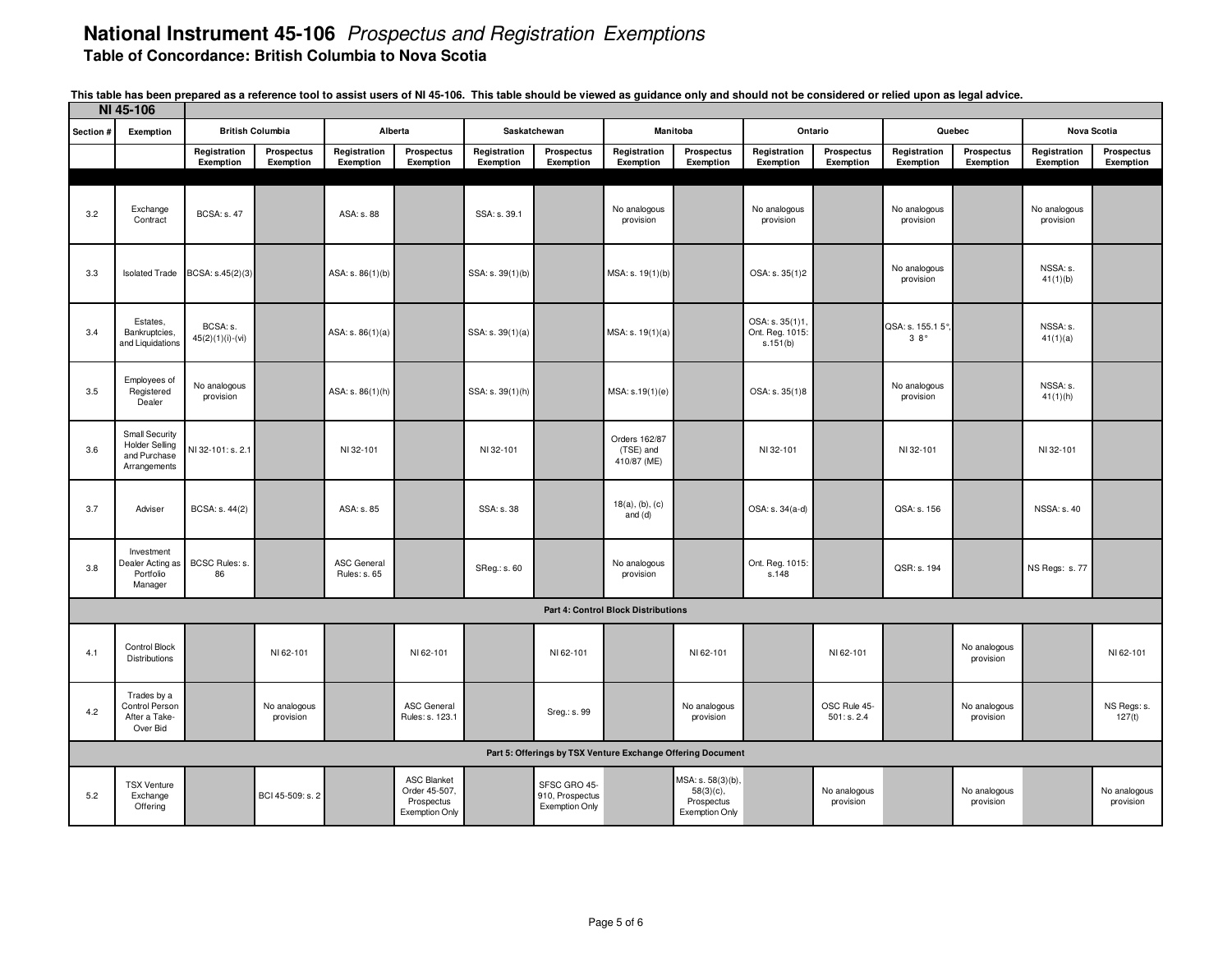# National Instrument 45-106 *Prospectus and Registration Exemptions*

**Table of Concordance: British Columbia to Nova Scotia**

**This table has been prepared as a reference tool to assist users of NI 45-106. This table should be viewed as guidance only and should not be considered or relied upon as legal advice.**

| NI 45-106 | | | | | | | | | | | | | | | |
|---|---|---|---|---|---|---|---|---|---|---|---|---|---|---|---|
| Section # | Exemption | British Columbia | | Alberta | | Saskatchewan | | Manitoba | | Ontario | | Quebec | | Nova Scotia | |
| | | Registration Exemption | Prospectus Exemption | Registration Exemption | Prospectus Exemption | Registration Exemption | Prospectus Exemption | Registration Exemption | Prospectus Exemption | Registration Exemption | Prospectus Exemption | Registration Exemption | Prospectus Exemption | Registration Exemption | Prospectus Exemption |
| 3.2 | Exchange Contract | BCSA: s. 47 | | ASA: s. 88 | | SSA: s. 39.1 | | No analogous provision | | No analogous provision | | No analogous provision | | No analogous provision | |
| 3.3 | Isolated Trade | BCSA: s.45(2)(3) | | ASA: s. 86(1)(b) | | SSA: s. 39(1)(b) | | MSA: s. 19(1)(b) | | OSA: s. 35(1)2 | | No analogous provision | | NSSA: s. 41(1)(b) | |
| 3.4 | Estates, Bankruptcies, and Liquidations | BCSA: s. 45(2)(1)(i)-(vi) | | ASA: s. 86(1)(a) | | SSA: s. 39(1)(a) | | MSA: s. 19(1)(a) | | OSA: s. 35(1)1, Ont. Reg. 1015: s.151(b) | | QSA: s. 155.1 5°, 3 8° | | NSSA: s. 41(1)(a) | |
| 3.5 | Employees of Registered Dealer | No analogous provision | | ASA: s. 86(1)(h) | | SSA: s. 39(1)(h) | | MSA: s.19(1)(e) | | OSA: s. 35(1)8 | | No analogous provision | | NSSA: s. 41(1)(h) | |
| 3.6 | Small Security Holder Selling and Purchase Arrangements | NI 32-101: s. 2.1 | | NI 32-101 | | NI 32-101 | | Orders 162/87 (TSE) and 410/87 (ME) | | NI 32-101 | | NI 32-101 | | NI 32-101 | |
| 3.7 | Adviser | BCSA: s. 44(2) | | ASA: s. 85 | | SSA: s. 38 | | 18(a), (b), (c) and (d) | | OSA: s. 34(a-d) | | QSA: s. 156 | | NSSA: s. 40 | |
| 3.8 | Investment Dealer Acting as Portfolio Manager | BCSC Rules: s. 86 | | ASC General Rules: s. 65 | | SReg.: s. 60 | | No analogous provision | | Ont. Reg. 1015: s.148 | | QSR: s. 194 | | NS Regs: s. 77 | |
| **Part 4: Control Block Distributions** | | | | | | | | | | | | | | | |
| 4.1 | Control Block Distributions | | NI 62-101 | | NI 62-101 | | NI 62-101 | | NI 62-101 | | NI 62-101 | | No analogous provision | | NI 62-101 |
| 4.2 | Trades by a Control Person After a Take-Over Bid | | No analogous provision | | ASC General Rules: s. 123.1 | | Sreg.: s. 99 | | No analogous provision | | OSC Rule 45-501: s. 2.4 | | No analogous provision | | NS Regs: s. 127(t) |
| **Part 5: Offerings by TSX Venture Exchange Offering Document** | | | | | | | | | | | | | | | |
| 5.2 | TSX Venture Exchange Offering | | BCI 45-509: s. 2 | | ASC Blanket Order 45-507, Prospectus Exemption Only | | SFSC GRO 45-910, Prospectus Exemption Only | | MSA: s. 58(3)(b), 58(3)(c), Prospectus Exemption Only | | No analogous provision | | No analogous provision | | No analogous provision |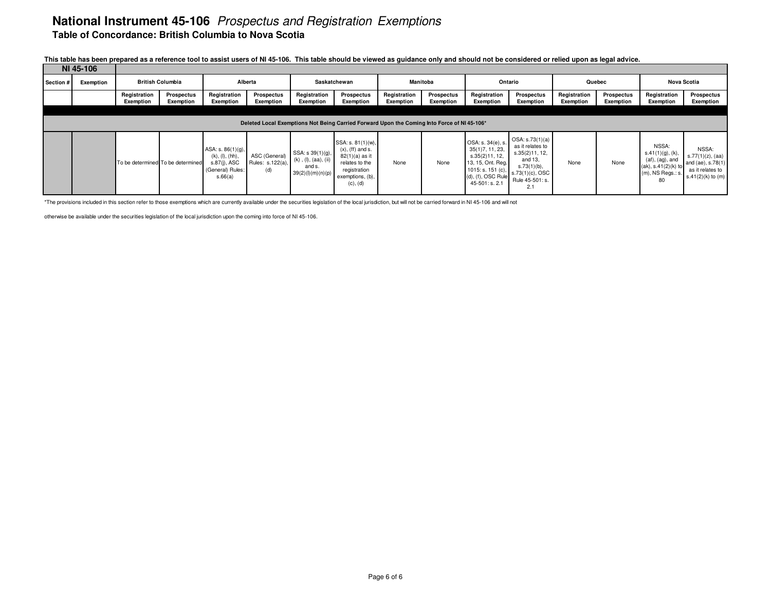# National Instrument 45-106 *Prospectus and Registration Exemptions*

## Table of Concordance: British Columbia to Nova Scotia

**This table has been prepared as a reference tool to assist users of NI 45-106. This table should be viewed as guidance only and should not be considered or relied upon as legal advice.**

| NI 45-106 | | | | | | | | | | | | | | | |
|---|---|---|---|---|---|---|---|---|---|---|---|---|---|---|---|
| **Section #** | **Exemption** | **British Columbia** | | **Alberta** | | **Saskatchewan** | | **Manitoba** | | **Ontario** | | **Quebec** | | **Nova Scotia** | |
| | | **Registration Exemption** | **Prospectus Exemption** | **Registration Exemption** | **Prospectus Exemption** | **Registration Exemption** | **Prospectus Exemption** | **Registration Exemption** | **Prospectus Exemption** | **Registration Exemption** | **Prospectus Exemption** | **Registration Exemption** | **Prospectus Exemption** | **Registration Exemption** | **Prospectus Exemption** |
| **Deleted Local Exemptions Not Being Carried Forward Upon the Coming Into Force of NI 45-106*** | | | | | | | | | | | | | | | |
| | | To be determined | To be determined | ASA: s. 86(1)(g), (k), (l), (hh), s.87(j), ASC (General) Rules: s.66(a) | ASC (General) Rules: s.122(a), (d) | SSA: s 39(1)(g), (k) , (l), (aa), (ii) and s. 39(2)(l)(m)(n)(p) | SSA: s. 81(1)(w), (x), (ff) and s. 82(1)(a) as it relates to the registration exemptions, (b), (c), (d) | None | None | OSA: s. 34(e), s. 35(1)7, 11, 23, s.35(2)11, 12, 13, 15, Ont. Reg. 1015: s. 151 (c), (d), (f), OSC Rule 45-501: s. 2.1 | OSA: s.73(1)(a) as it relates to s.35(2)11, 12, and 13, s.73(1)(b), s.73(1)(c), OSC Rule 45-501: s. 2.1 | None | None | NSSA: s.41(1)(g), (k), (af), (ag), and (ak), s.41(2)(k) to (m), NS Regs.: s. 80 | NSSA: s.77(1)(z), (aa) and (ae), s.78(1) as it relates to s.41(2)(k) to (m) |

*The provisions included in this section refer to those exemptions which are currently available under the securities legislation of the local jurisdiction, but will not be carried forward in NI 45-106 and will not

otherwise be available under the securities legislation of the local jurisdiction upon the coming into force of NI 45-106.